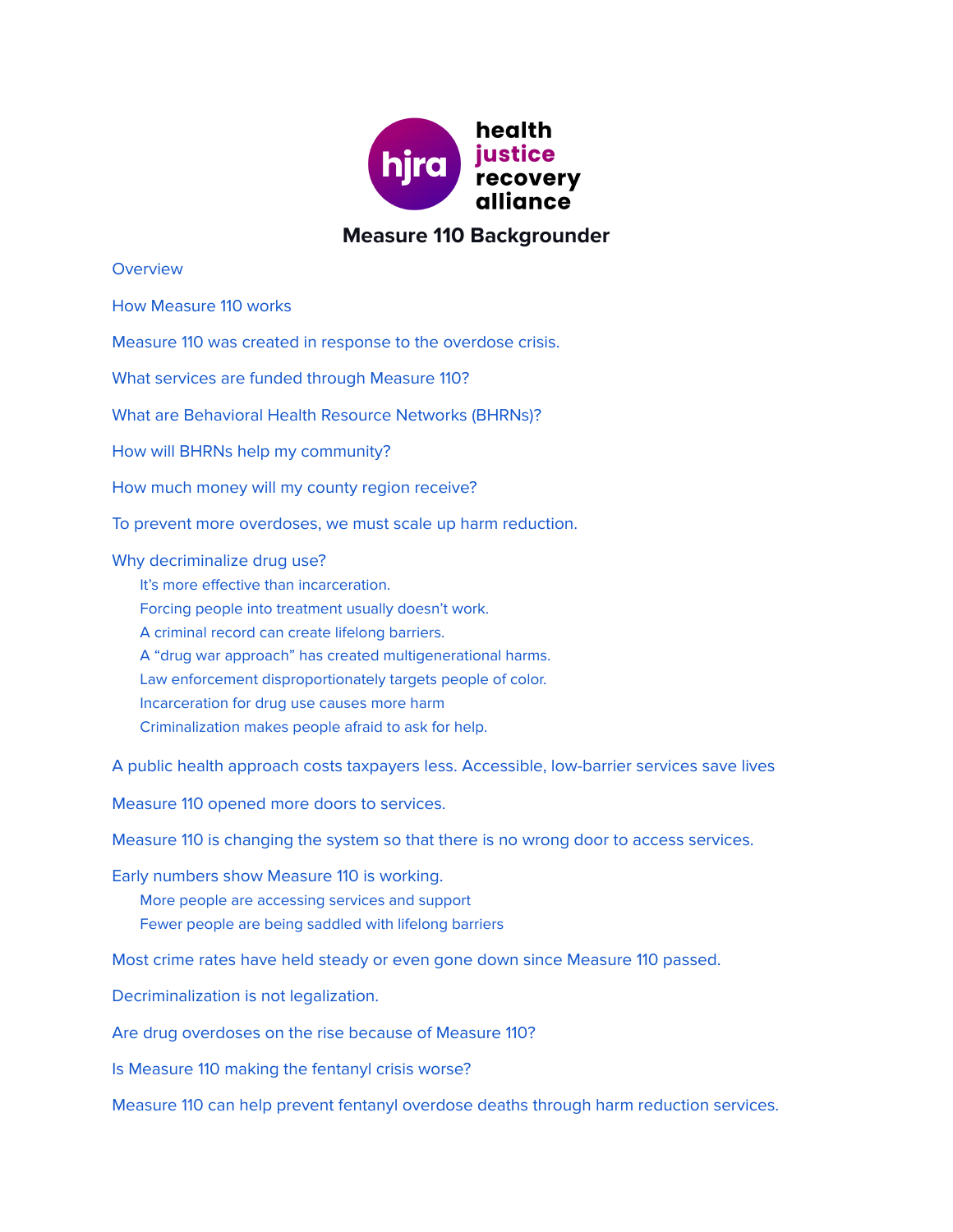health
justice
recovery
alliance

# Measure 110 Backgrounder

- Overview
- How Measure 110 works
- Measure 110 was created in response to the overdose crisis.
- What services are funded through Measure 110?
- What are Behavioral Health Resource Networks (BHRNs)?
- How will BHRNs help my community?
- How much money will my county region receive?
- To prevent more overdoses, we must scale up harm reduction.
- Why decriminalize drug use?
  - It's more effective than incarceration.
  - Forcing people into treatment usually doesn't work.
  - A criminal record can create lifelong barriers.
  - A "drug war approach" has created multigenerational harms.
  - Law enforcement disproportionately targets people of color.
  - Incarceration for drug use causes more harm
  - Criminalization makes people afraid to ask for help.
- A public health approach costs taxpayers less. Accessible, low-barrier services save lives
- Measure 110 opened more doors to services.
- Measure 110 is changing the system so that there is no wrong door to access services.
- Early numbers show Measure 110 is working.
  - More people are accessing services and support
  - Fewer people are being saddled with lifelong barriers
- Most crime rates have held steady or even gone down since Measure 110 passed.
- Decriminalization is not legalization.
- Are drug overdoses on the rise because of Measure 110?
- Is Measure 110 making the fentanyl crisis worse?
- Measure 110 can help prevent fentanyl overdose deaths through harm reduction services.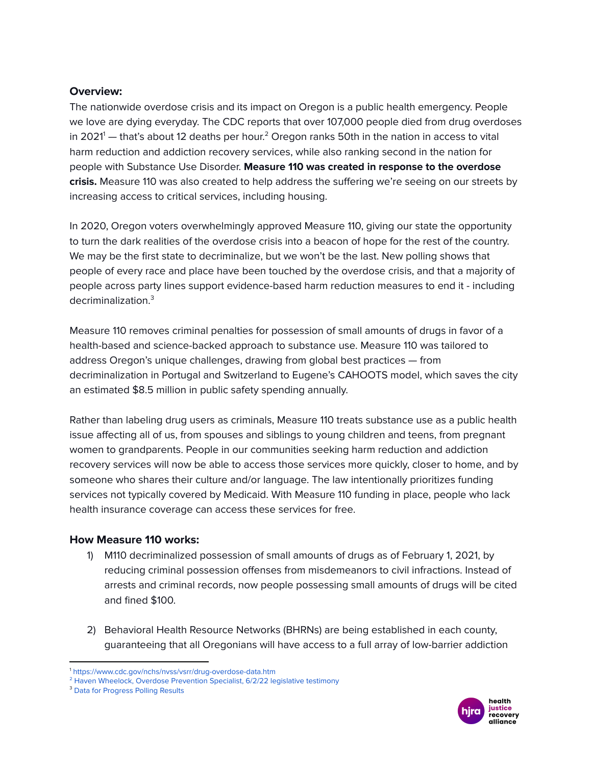**Overview:**

The nationwide overdose crisis and its impact on Oregon is a public health emergency. People we love are dying everyday. The CDC reports that over 107,000 people died from drug overdoses in 2021[1] — that's about 12 deaths per hour.[2] Oregon ranks 50th in the nation in access to vital harm reduction and addiction recovery services, while also ranking second in the nation for people with Substance Use Disorder. **Measure 110 was created in response to the overdose crisis.** Measure 110 was also created to help address the suffering we're seeing on our streets by increasing access to critical services, including housing.

In 2020, Oregon voters overwhelmingly approved Measure 110, giving our state the opportunity to turn the dark realities of the overdose crisis into a beacon of hope for the rest of the country. We may be the first state to decriminalize, but we won't be the last. New polling shows that people of every race and place have been touched by the overdose crisis, and that a majority of people across party lines support evidence-based harm reduction measures to end it - including decriminalization.[3]

Measure 110 removes criminal penalties for possession of small amounts of drugs in favor of a health-based and science-backed approach to substance use. Measure 110 was tailored to address Oregon's unique challenges, drawing from global best practices — from decriminalization in Portugal and Switzerland to Eugene's CAHOOTS model, which saves the city an estimated $8.5 million in public safety spending annually.

Rather than labeling drug users as criminals, Measure 110 treats substance use as a public health issue affecting all of us, from spouses and siblings to young children and teens, from pregnant women to grandparents. People in our communities seeking harm reduction and addiction recovery services will now be able to access those services more quickly, closer to home, and by someone who shares their culture and/or language. The law intentionally prioritizes funding services not typically covered by Medicaid. With Measure 110 funding in place, people who lack health insurance coverage can access these services for free.

### How Measure 110 works:

1) M110 decriminalized possession of small amounts of drugs as of February 1, 2021, by reducing criminal possession offenses from misdemeanors to civil infractions. Instead of arrests and criminal records, now people possessing small amounts of drugs will be cited and fined $100.

2) Behavioral Health Resource Networks (BHRNs) are being established in each county, guaranteeing that all Oregonians will have access to a full array of low-barrier addiction

---

[1] https://www.cdc.gov/nchs/nvss/vsrr/drug-overdose-data.htm

[2] Haven Wheelock, Overdose Prevention Specialist, 6/2/22 legislative testimony

[3] Data for Progress Polling Results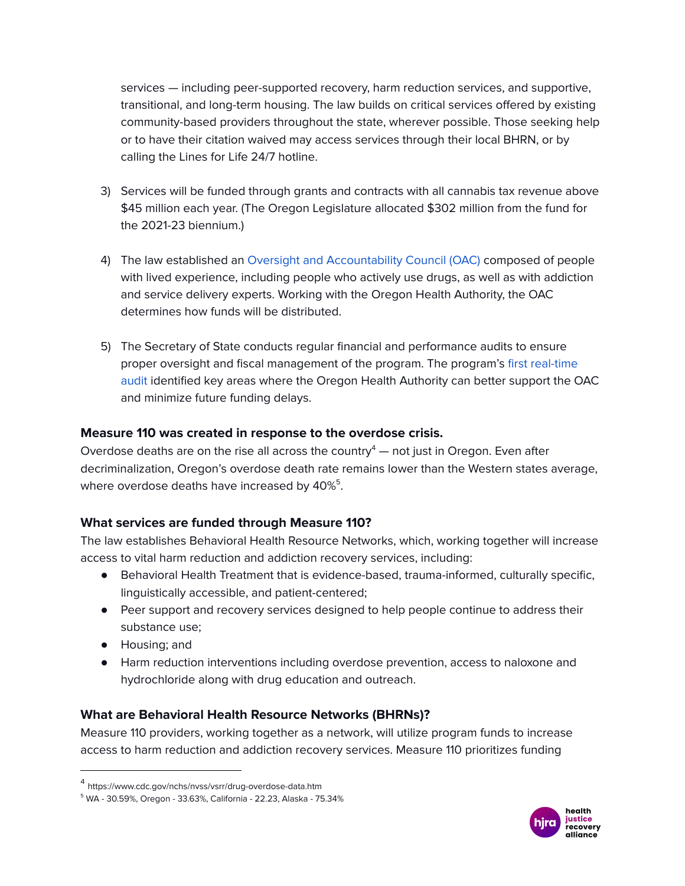services — including peer-supported recovery, harm reduction services, and supportive, transitional, and long-term housing. The law builds on critical services offered by existing community-based providers throughout the state, wherever possible. Those seeking help or to have their citation waived may access services through their local BHRN, or by calling the Lines for Life 24/7 hotline.

3) Services will be funded through grants and contracts with all cannabis tax revenue above $45 million each year. (The Oregon Legislature allocated $302 million from the fund for the 2021-23 biennium.)

4) The law established an Oversight and Accountability Council (OAC) composed of people with lived experience, including people who actively use drugs, as well as with addiction and service delivery experts. Working with the Oregon Health Authority, the OAC determines how funds will be distributed.

5) The Secretary of State conducts regular financial and performance audits to ensure proper oversight and fiscal management of the program. The program's first real-time audit identified key areas where the Oregon Health Authority can better support the OAC and minimize future funding delays.

### Measure 110 was created in response to the overdose crisis.

Overdose deaths are on the rise all across the country[4] — not just in Oregon. Even after decriminalization, Oregon's overdose death rate remains lower than the Western states average, where overdose deaths have increased by 40%[5].

### What services are funded through Measure 110?

The law establishes Behavioral Health Resource Networks, which, working together will increase access to vital harm reduction and addiction recovery services, including:

- Behavioral Health Treatment that is evidence-based, trauma-informed, culturally specific, linguistically accessible, and patient-centered;
- Peer support and recovery services designed to help people continue to address their substance use;
- Housing; and
- Harm reduction interventions including overdose prevention, access to naloxone and hydrochloride along with drug education and outreach.

### What are Behavioral Health Resource Networks (BHRNs)?

Measure 110 providers, working together as a network, will utilize program funds to increase access to harm reduction and addiction recovery services. Measure 110 prioritizes funding

---

[4] https://www.cdc.gov/nchs/nvss/vsrr/drug-overdose-data.htm

[5] WA - 30.59%, Oregon - 33.63%, California - 22.23, Alaska - 75.34%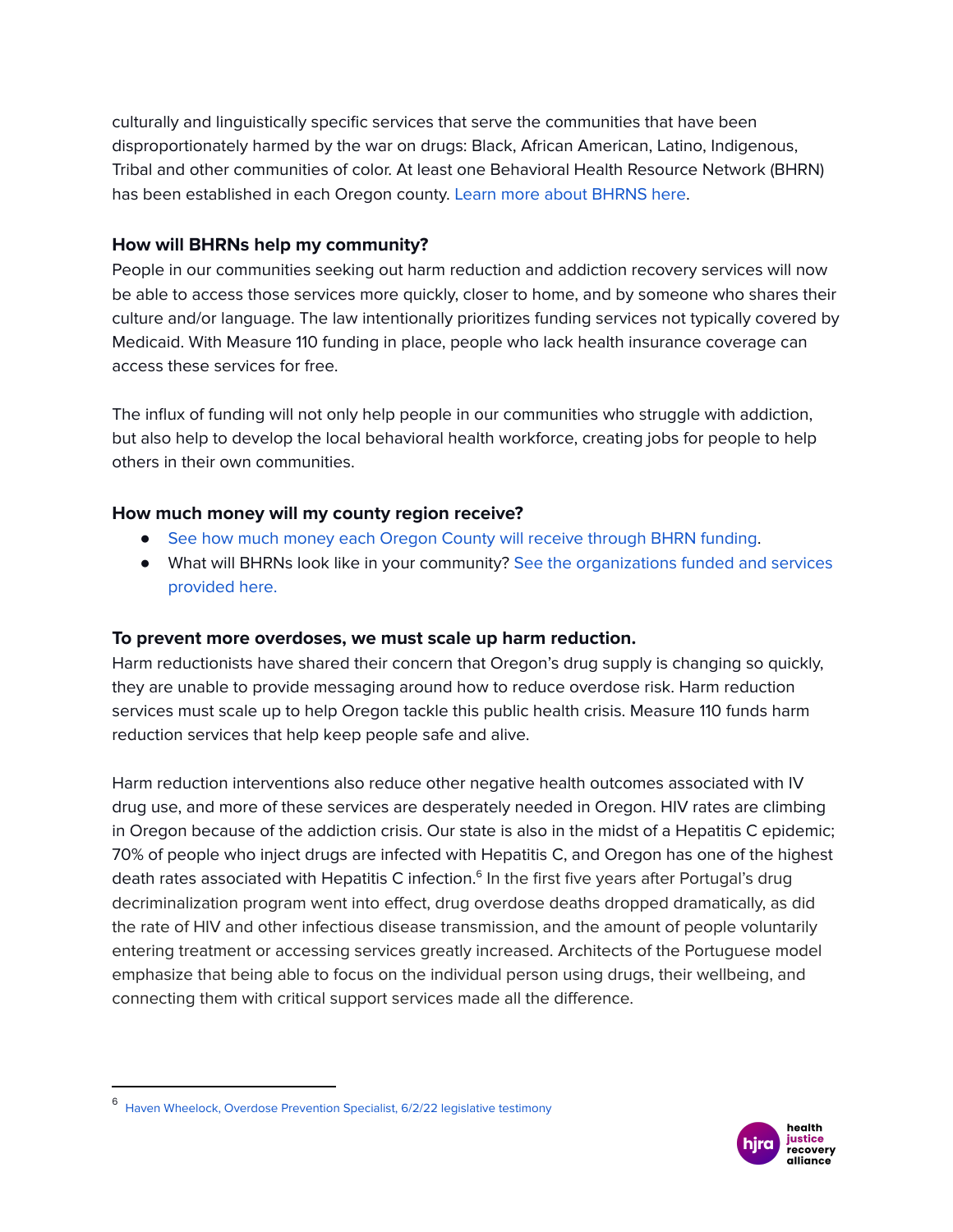culturally and linguistically specific services that serve the communities that have been disproportionately harmed by the war on drugs: Black, African American, Latino, Indigenous, Tribal and other communities of color. At least one Behavioral Health Resource Network (BHRN) has been established in each Oregon county. Learn more about BHRNS here.

### How will BHRNs help my community?

People in our communities seeking out harm reduction and addiction recovery services will now be able to access those services more quickly, closer to home, and by someone who shares their culture and/or language. The law intentionally prioritizes funding services not typically covered by Medicaid. With Measure 110 funding in place, people who lack health insurance coverage can access these services for free.

The influx of funding will not only help people in our communities who struggle with addiction, but also help to develop the local behavioral health workforce, creating jobs for people to help others in their own communities.

### How much money will my county region receive?

- See how much money each Oregon County will receive through BHRN funding.
- What will BHRNs look like in your community? See the organizations funded and services provided here.

### To prevent more overdoses, we must scale up harm reduction.

Harm reductionists have shared their concern that Oregon's drug supply is changing so quickly, they are unable to provide messaging around how to reduce overdose risk. Harm reduction services must scale up to help Oregon tackle this public health crisis. Measure 110 funds harm reduction services that help keep people safe and alive.

Harm reduction interventions also reduce other negative health outcomes associated with IV drug use, and more of these services are desperately needed in Oregon. HIV rates are climbing in Oregon because of the addiction crisis. Our state is also in the midst of a Hepatitis C epidemic; 70% of people who inject drugs are infected with Hepatitis C, and Oregon has one of the highest death rates associated with Hepatitis C infection.[6] In the first five years after Portugal's drug decriminalization program went into effect, drug overdose deaths dropped dramatically, as did the rate of HIV and other infectious disease transmission, and the amount of people voluntarily entering treatment or accessing services greatly increased. Architects of the Portuguese model emphasize that being able to focus on the individual person using drugs, their wellbeing, and connecting them with critical support services made all the difference.

---

[6] Haven Wheelock, Overdose Prevention Specialist, 6/2/22 legislative testimony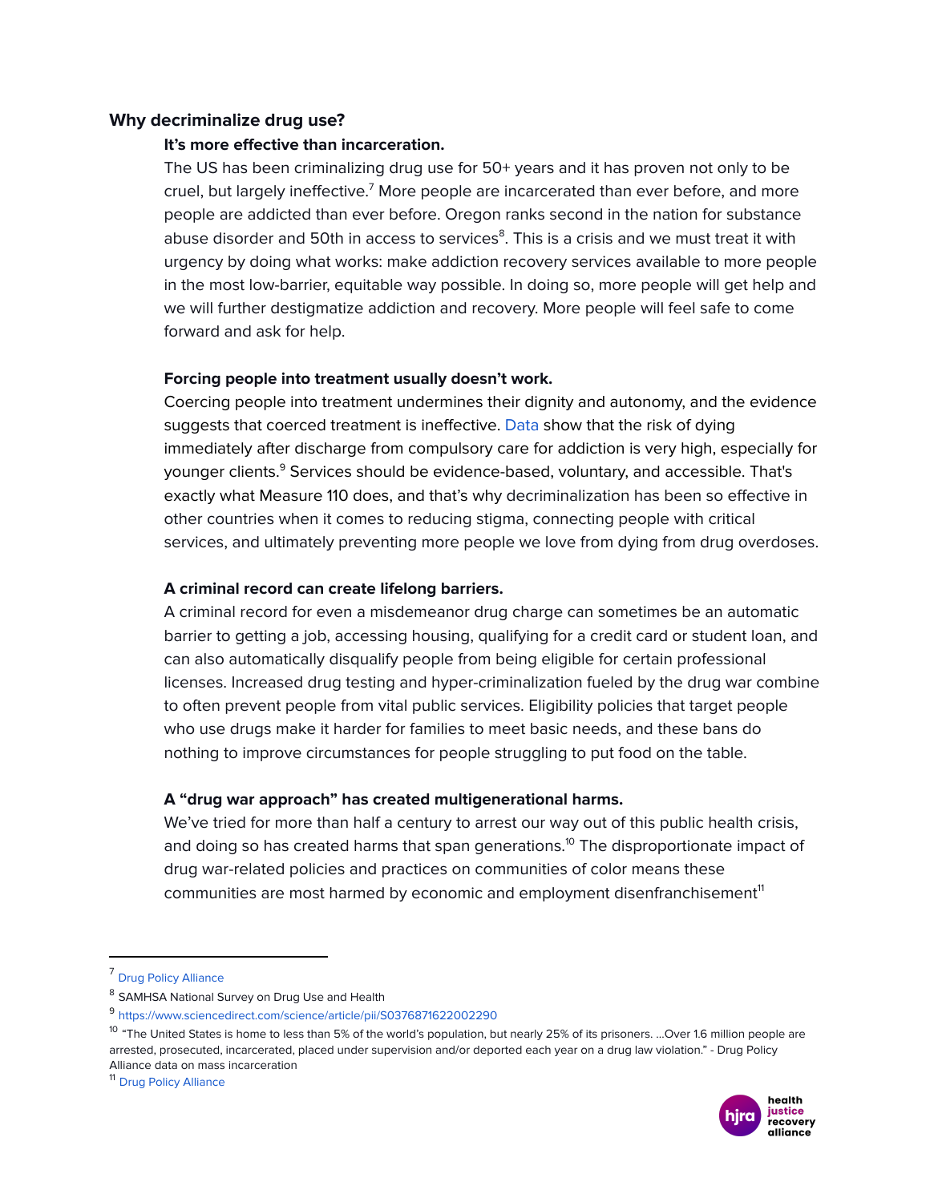## Why decriminalize drug use?

### It's more effective than incarceration.

The US has been criminalizing drug use for 50+ years and it has proven not only to be cruel, but largely ineffective.[7] More people are incarcerated than ever before, and more people are addicted than ever before. Oregon ranks second in the nation for substance abuse disorder and 50th in access to services[8]. This is a crisis and we must treat it with urgency by doing what works: make addiction recovery services available to more people in the most low-barrier, equitable way possible. In doing so, more people will get help and we will further destigmatize addiction and recovery. More people will feel safe to come forward and ask for help.

### Forcing people into treatment usually doesn't work.

Coercing people into treatment undermines their dignity and autonomy, and the evidence suggests that coerced treatment is ineffective. Data show that the risk of dying immediately after discharge from compulsory care for addiction is very high, especially for younger clients.[9] Services should be evidence-based, voluntary, and accessible. That's exactly what Measure 110 does, and that's why decriminalization has been so effective in other countries when it comes to reducing stigma, connecting people with critical services, and ultimately preventing more people we love from dying from drug overdoses.

### A criminal record can create lifelong barriers.

A criminal record for even a misdemeanor drug charge can sometimes be an automatic barrier to getting a job, accessing housing, qualifying for a credit card or student loan, and can also automatically disqualify people from being eligible for certain professional licenses. Increased drug testing and hyper-criminalization fueled by the drug war combine to often prevent people from vital public services. Eligibility policies that target people who use drugs make it harder for families to meet basic needs, and these bans do nothing to improve circumstances for people struggling to put food on the table.

### A "drug war approach" has created multigenerational harms.

We've tried for more than half a century to arrest our way out of this public health crisis, and doing so has created harms that span generations.[10] The disproportionate impact of drug war-related policies and practices on communities of color means these communities are most harmed by economic and employment disenfranchisement[11]

---

[7] Drug Policy Alliance

[8] SAMHSA National Survey on Drug Use and Health

[9] https://www.sciencedirect.com/science/article/pii/S0376871622002290

[10] "The United States is home to less than 5% of the world's population, but nearly 25% of its prisoners. ...Over 1.6 million people are arrested, prosecuted, incarcerated, placed under supervision and/or deported each year on a drug law violation." - Drug Policy Alliance data on mass incarceration

[11] Drug Policy Alliance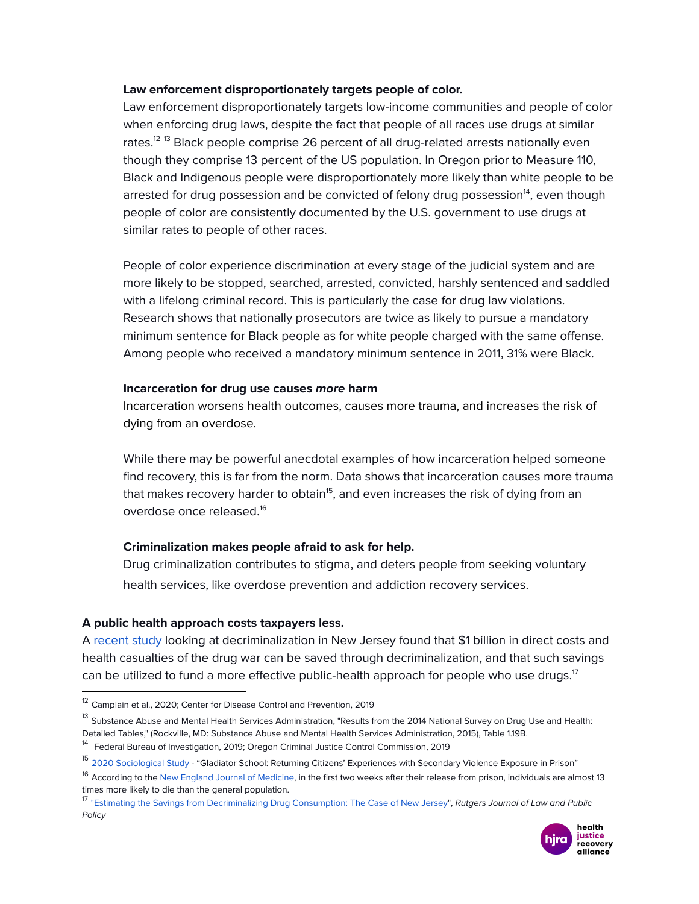**Law enforcement disproportionately targets people of color.**

Law enforcement disproportionately targets low-income communities and people of color when enforcing drug laws, despite the fact that people of all races use drugs at similar rates.[12] [13] Black people comprise 26 percent of all drug-related arrests nationally even though they comprise 13 percent of the US population. In Oregon prior to Measure 110, Black and Indigenous people were disproportionately more likely than white people to be arrested for drug possession and be convicted of felony drug possession[14], even though people of color are consistently documented by the U.S. government to use drugs at similar rates to people of other races.

People of color experience discrimination at every stage of the judicial system and are more likely to be stopped, searched, arrested, convicted, harshly sentenced and saddled with a lifelong criminal record. This is particularly the case for drug law violations. Research shows that nationally prosecutors are twice as likely to pursue a mandatory minimum sentence for Black people as for white people charged with the same offense. Among people who received a mandatory minimum sentence in 2011, 31% were Black.

**Incarceration for drug use causes *more* harm**

Incarceration worsens health outcomes, causes more trauma, and increases the risk of dying from an overdose.

While there may be powerful anecdotal examples of how incarceration helped someone find recovery, this is far from the norm. Data shows that incarceration causes more trauma that makes recovery harder to obtain[15], and even increases the risk of dying from an overdose once released.[16]

**Criminalization makes people afraid to ask for help.**

Drug criminalization contributes to stigma, and deters people from seeking voluntary health services, like overdose prevention and addiction recovery services.

**A public health approach costs taxpayers less.**

A recent study looking at decriminalization in New Jersey found that $1 billion in direct costs and health casualties of the drug war can be saved through decriminalization, and that such savings can be utilized to fund a more effective public-health approach for people who use drugs.[17]

---

[12] Camplain et al., 2020; Center for Disease Control and Prevention, 2019

[13] Substance Abuse and Mental Health Services Administration, "Results from the 2014 National Survey on Drug Use and Health: Detailed Tables," (Rockville, MD: Substance Abuse and Mental Health Services Administration, 2015), Table 1.19B.

[14] Federal Bureau of Investigation, 2019; Oregon Criminal Justice Control Commission, 2019

[15] 2020 Sociological Study - "Gladiator School: Returning Citizens' Experiences with Secondary Violence Exposure in Prison"

[16] According to the New England Journal of Medicine, in the first two weeks after their release from prison, individuals are almost 13 times more likely to die than the general population.

[17] "Estimating the Savings from Decriminalizing Drug Consumption: The Case of New Jersey", *Rutgers Journal of Law and Public Policy*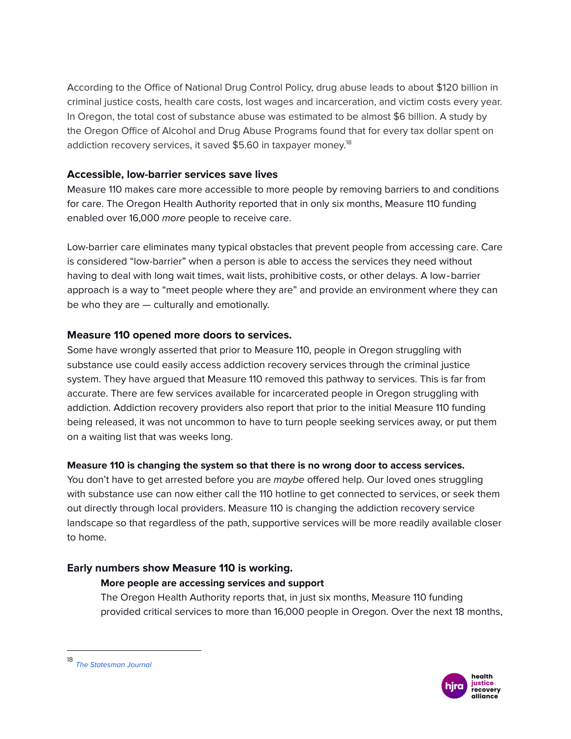According to the Office of National Drug Control Policy, drug abuse leads to about $120 billion in criminal justice costs, health care costs, lost wages and incarceration, and victim costs every year. In Oregon, the total cost of substance abuse was estimated to be almost $6 billion. A study by the Oregon Office of Alcohol and Drug Abuse Programs found that for every tax dollar spent on addiction recovery services, it saved $5.60 in taxpayer money.[18]

### Accessible, low-barrier services save lives

Measure 110 makes care more accessible to more people by removing barriers to and conditions for care. The Oregon Health Authority reported that in only six months, Measure 110 funding enabled over 16,000 *more* people to receive care.

Low-barrier care eliminates many typical obstacles that prevent people from accessing care. Care is considered "low-barrier" when a person is able to access the services they need without having to deal with long wait times, wait lists, prohibitive costs, or other delays. A low-barrier approach is a way to "meet people where they are" and provide an environment where they can be who they are — culturally and emotionally.

### Measure 110 opened more doors to services.

Some have wrongly asserted that prior to Measure 110, people in Oregon struggling with substance use could easily access addiction recovery services through the criminal justice system. They have argued that Measure 110 removed this pathway to services. This is far from accurate. There are few services available for incarcerated people in Oregon struggling with addiction. Addiction recovery providers also report that prior to the initial Measure 110 funding being released, it was not uncommon to have to turn people seeking services away, or put them on a waiting list that was weeks long.

#### Measure 110 is changing the system so that there is no wrong door to access services.

You don't have to get arrested before you are *maybe* offered help. Our loved ones struggling with substance use can now either call the 110 hotline to get connected to services, or seek them out directly through local providers. Measure 110 is changing the addiction recovery service landscape so that regardless of the path, supportive services will be more readily available closer to home.

### Early numbers show Measure 110 is working.

#### More people are accessing services and support

The Oregon Health Authority reports that, in just six months, Measure 110 funding provided critical services to more than 16,000 people in Oregon. Over the next 18 months,

---

[18] *The Statesman Journal*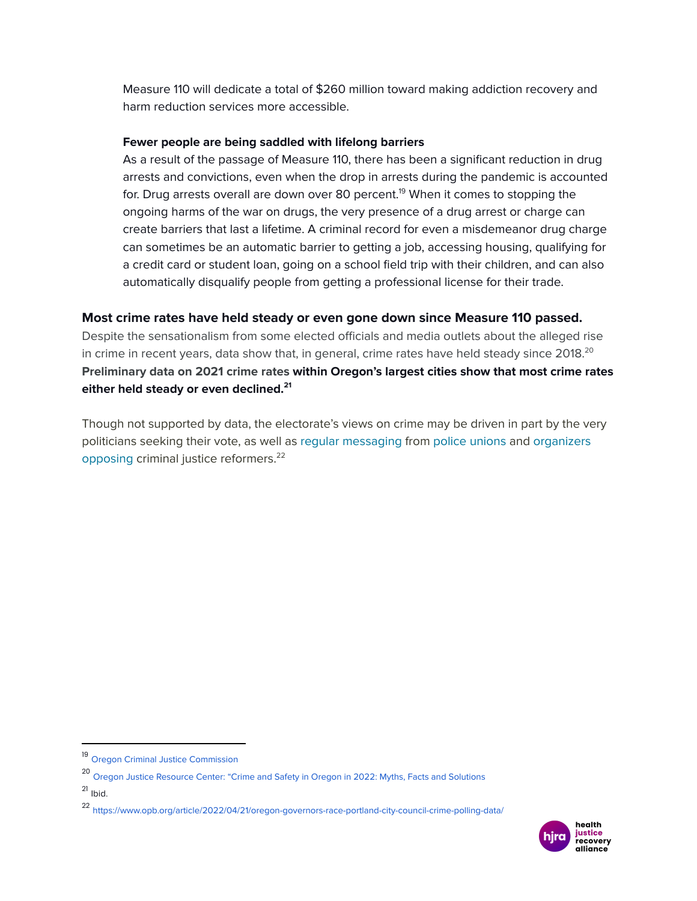Measure 110 will dedicate a total of $260 million toward making addiction recovery and harm reduction services more accessible.

**Fewer people are being saddled with lifelong barriers**

As a result of the passage of Measure 110, there has been a significant reduction in drug arrests and convictions, even when the drop in arrests during the pandemic is accounted for. Drug arrests overall are down over 80 percent.[19] When it comes to stopping the ongoing harms of the war on drugs, the very presence of a drug arrest or charge can create barriers that last a lifetime. A criminal record for even a misdemeanor drug charge can sometimes be an automatic barrier to getting a job, accessing housing, qualifying for a credit card or student loan, going on a school field trip with their children, and can also automatically disqualify people from getting a professional license for their trade.

## Most crime rates have held steady or even gone down since Measure 110 passed.

Despite the sensationalism from some elected officials and media outlets about the alleged rise in crime in recent years, data show that, in general, crime rates have held steady since 2018.[20] **Preliminary data on 2021 crime rates within Oregon's largest cities show that most crime rates either held steady or even declined.[21]**

Though not supported by data, the electorate's views on crime may be driven in part by the very politicians seeking their vote, as well as regular messaging from police unions and organizers opposing criminal justice reformers.[22]

---

[19] Oregon Criminal Justice Commission

[20] Oregon Justice Resource Center: "Crime and Safety in Oregon in 2022: Myths, Facts and Solutions

[21] Ibid.

[22] https://www.opb.org/article/2022/04/21/oregon-governors-race-portland-city-council-crime-polling-data/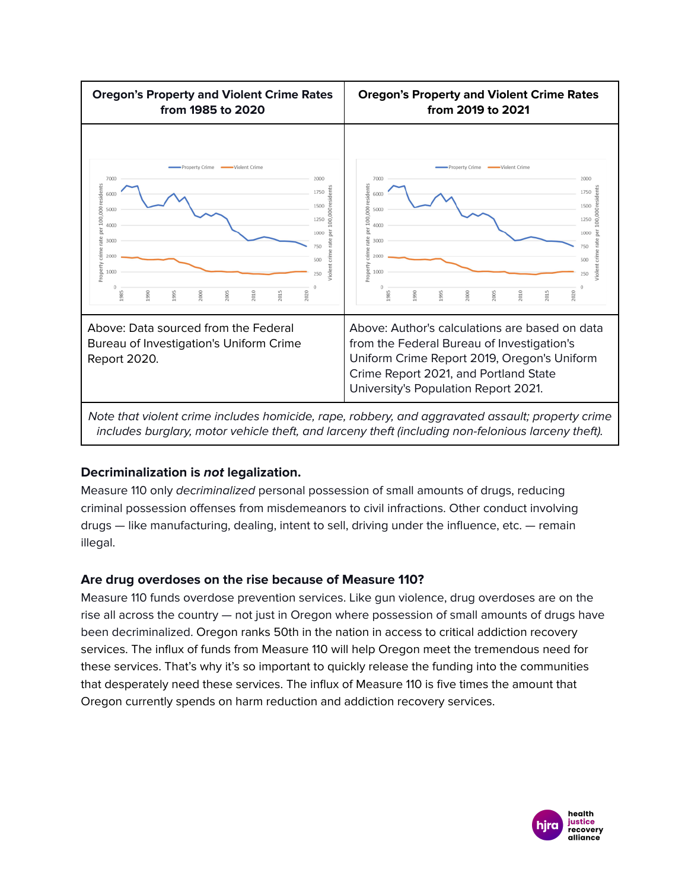| Oregon's Property and Violent Crime Rates from 1985 to 2020 | Oregon's Property and Violent Crime Rates from 2019 to 2021 |
| --- | --- |
| | |
| Above: Data sourced from the Federal Bureau of Investigation's Uniform Crime Report 2020. | Above: Author's calculations are based on data from the Federal Bureau of Investigation's Uniform Crime Report 2019, Oregon's Uniform Crime Report 2021, and Portland State University's Population Report 2021. |

*Note that violent crime includes homicide, rape, robbery, and aggravated assault; property crime includes burglary, motor vehicle theft, and larceny theft (including non-felonious larceny theft).*

### Decriminalization is *not* legalization.

Measure 110 only *decriminalized* personal possession of small amounts of drugs, reducing criminal possession offenses from misdemeanors to civil infractions. Other conduct involving drugs — like manufacturing, dealing, intent to sell, driving under the influence, etc. — remain illegal.

### Are drug overdoses on the rise because of Measure 110?

Measure 110 funds overdose prevention services. Like gun violence, drug overdoses are on the rise all across the country — not just in Oregon where possession of small amounts of drugs have been decriminalized. Oregon ranks 50th in the nation in access to critical addiction recovery services. The influx of funds from Measure 110 will help Oregon meet the tremendous need for these services. That's why it's so important to quickly release the funding into the communities that desperately need these services. The influx of Measure 110 is five times the amount that Oregon currently spends on harm reduction and addiction recovery services.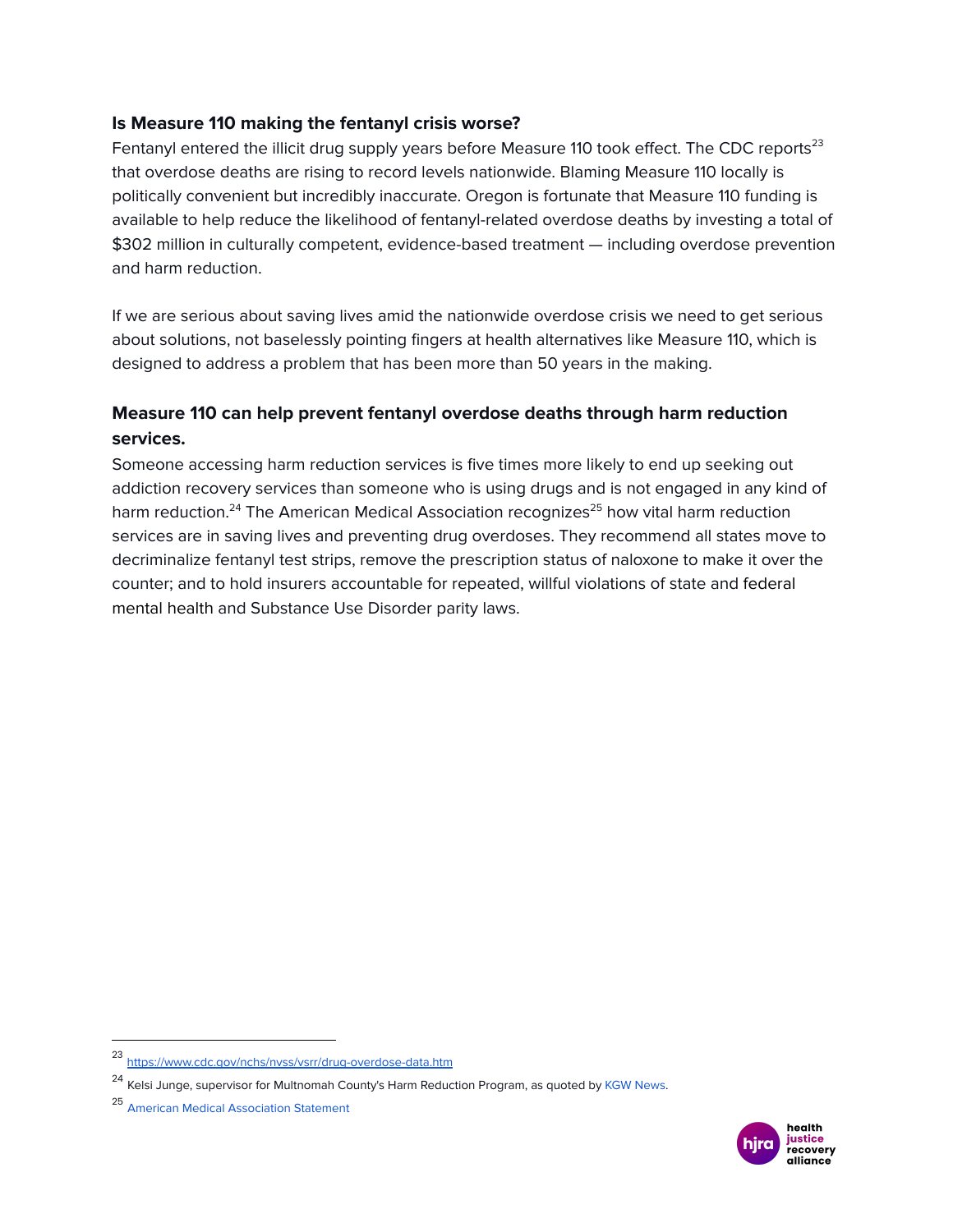### Is Measure 110 making the fentanyl crisis worse?

Fentanyl entered the illicit drug supply years before Measure 110 took effect. The CDC reports[23] that overdose deaths are rising to record levels nationwide. Blaming Measure 110 locally is politically convenient but incredibly inaccurate. Oregon is fortunate that Measure 110 funding is available to help reduce the likelihood of fentanyl-related overdose deaths by investing a total of $302 million in culturally competent, evidence-based treatment — including overdose prevention and harm reduction.

If we are serious about saving lives amid the nationwide overdose crisis we need to get serious about solutions, not baselessly pointing fingers at health alternatives like Measure 110, which is designed to address a problem that has been more than 50 years in the making.

### Measure 110 can help prevent fentanyl overdose deaths through harm reduction services.

Someone accessing harm reduction services is five times more likely to end up seeking out addiction recovery services than someone who is using drugs and is not engaged in any kind of harm reduction.[24] The American Medical Association recognizes[25] how vital harm reduction services are in saving lives and preventing drug overdoses. They recommend all states move to decriminalize fentanyl test strips, remove the prescription status of naloxone to make it over the counter; and to hold insurers accountable for repeated, willful violations of state and federal mental health and Substance Use Disorder parity laws.

---

[23] https://www.cdc.gov/nchs/nvss/vsrr/drug-overdose-data.htm

[24] Kelsi Junge, supervisor for Multnomah County's Harm Reduction Program, as quoted by KGW News.

[25] American Medical Association Statement